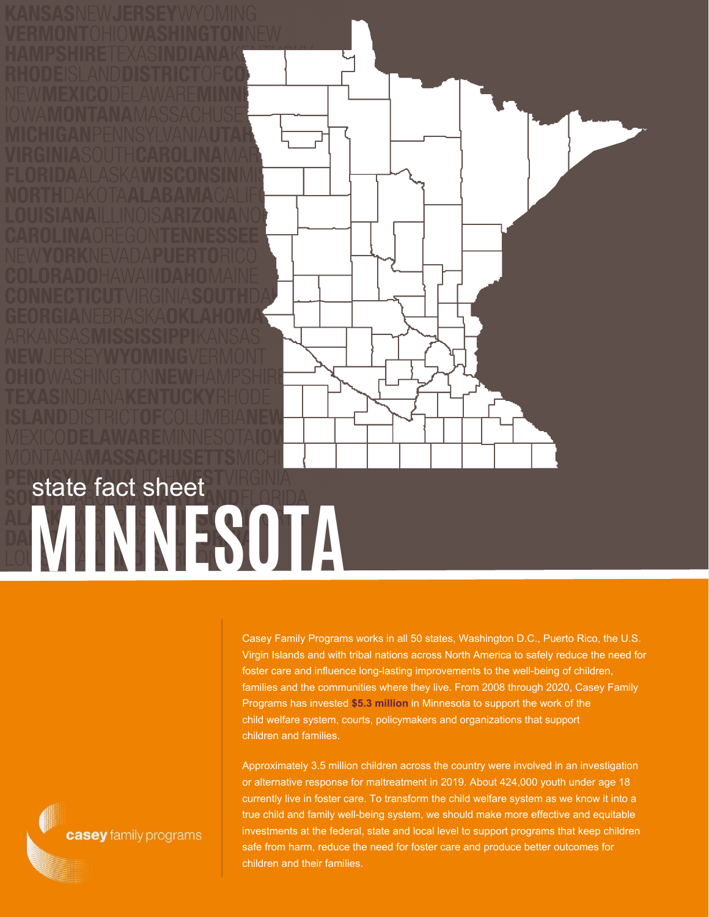state fact sheet

# MINNESOTA

Casey Family Programs works in all 50 states, Washington D.C., Puerto Rico, the U.S. Virgin Islands and with tribal nations across North America to safely reduce the need for foster care and influence long-lasting improvements to the well-being of children, families and the communities where they live. From 2008 through 2020, Casey Family Programs has invested **$5.3 million** in Minnesota to support the work of the child welfare system, courts, policymakers and organizations that support children and families.

Approximately 3.5 million children across the country were involved in an investigation or alternative response for maltreatment in 2019. About 424,000 youth under age 18 currently live in foster care. To transform the child welfare system as we know it into a true child and family well-being system, we should make more effective and equitable investments at the federal, state and local level to support programs that keep children safe from harm, reduce the need for foster care and produce better outcomes for children and their families.

casey family programs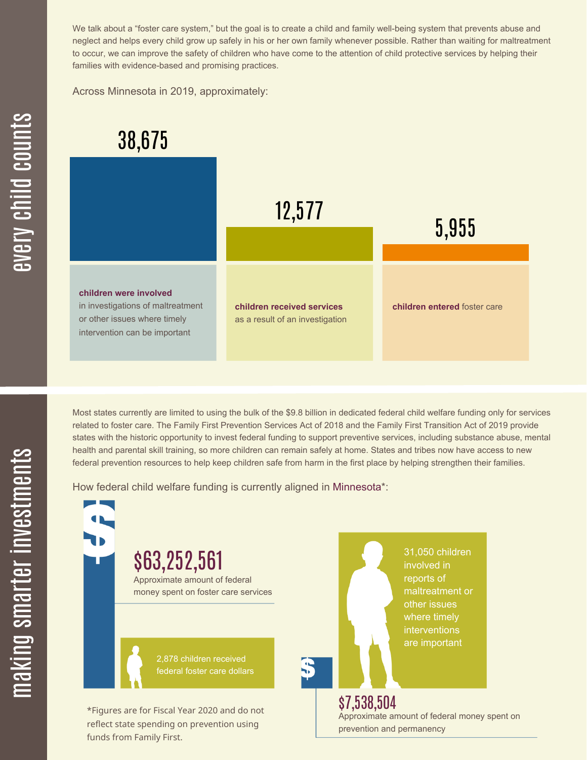## every child counts

We talk about a "foster care system," but the goal is to create a child and family well-being system that prevents abuse and neglect and helps every child grow up safely in his or her own family whenever possible. Rather than waiting for maltreatment to occur, we can improve the safety of children who have come to the attention of child protective services by helping their families with evidence-based and promising practices.

Across Minnesota in 2019, approximately:

**38,675**

**children were involved** in investigations of maltreatment or other issues where timely intervention can be important

**12,577**

**children received services** as a result of an investigation

**5,955**

**children entered** foster care

## making smarter investments

Most states currently are limited to using the bulk of the $9.8 billion in dedicated federal child welfare funding only for services related to foster care. The Family First Prevention Services Act of 2018 and the Family First Transition Act of 2019 provide states with the historic opportunity to invest federal funding to support preventive services, including substance abuse, mental health and parental skill training, so more children can remain safely at home. States and tribes now have access to new federal prevention resources to help keep children safe from harm in the first place by helping strengthen their families.

How federal child welfare funding is currently aligned in Minnesota*:

**$63,252,561**

Approximate amount of federal money spent on foster care services

2,878 children received federal foster care dollars

31,050 children involved in reports of maltreatment or other issues where timely interventions are important

**$7,538,504**

Approximate amount of federal money spent on prevention and permanency

*Figures are for Fiscal Year 2020 and do not reflect state spending on prevention using funds from Family First.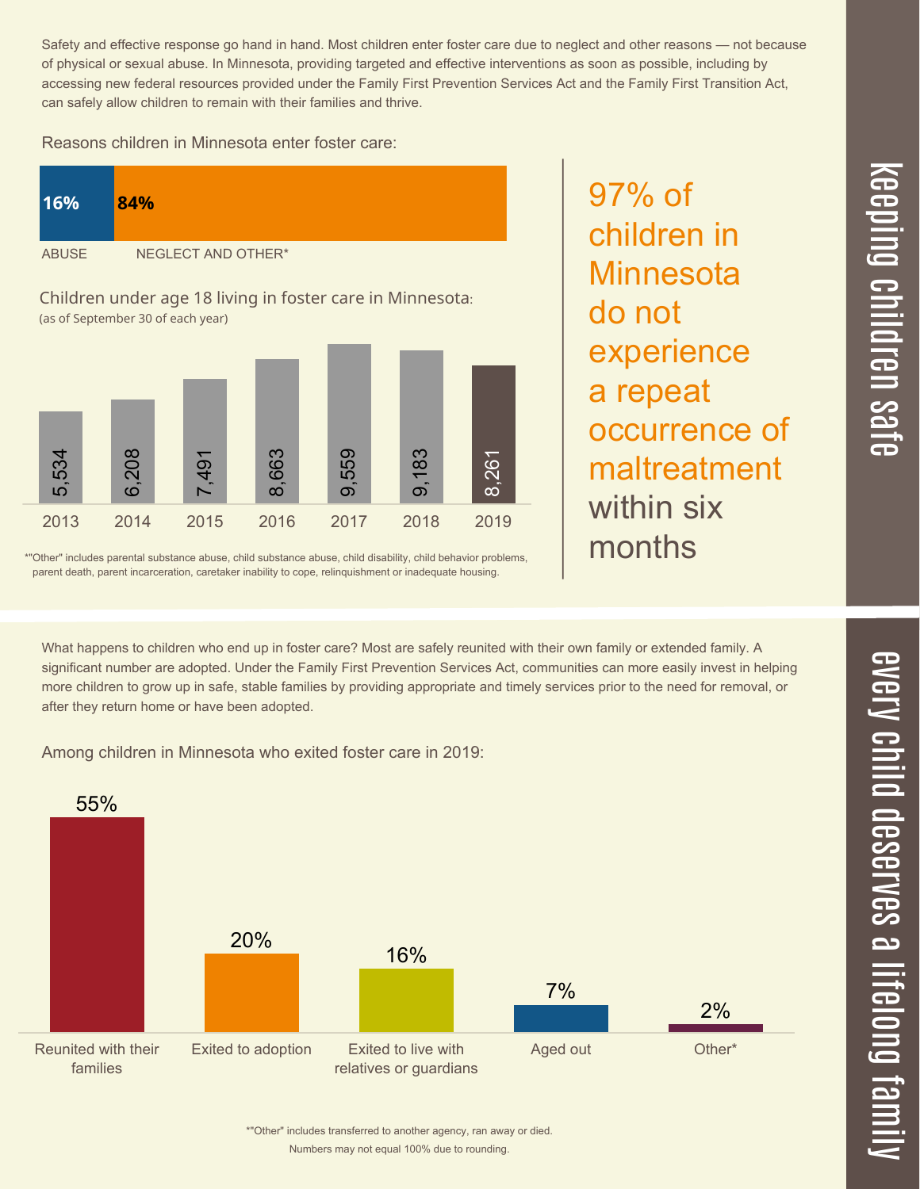## keeping children safe

Safety and effective response go hand in hand. Most children enter foster care due to neglect and other reasons — not because of physical or sexual abuse. In Minnesota, providing targeted and effective interventions as soon as possible, including by accessing new federal resources provided under the Family First Prevention Services Act and the Family First Transition Act, can safely allow children to remain with their families and thrive.

Reasons children in Minnesota enter foster care:

| ABUSE | NEGLECT AND OTHER* |
| --- | --- |
| **16%** | **84%** |

Children under age 18 living in foster care in Minnesota:
(as of September 30 of each year)

| 2013 | 2014 | 2015 | 2016 | 2017 | 2018 | 2019 |
| --- | --- | --- | --- | --- | --- | --- |
| 5,534 | 6,208 | 7,491 | 8,663 | 9,559 | 9,183 | 8,261 |

*"Other" includes parental substance abuse, child substance abuse, child disability, child behavior problems, parent death, parent incarceration, caretaker inability to cope, relinquishment or inadequate housing.

97% of children in Minnesota do not experience a repeat occurrence of maltreatment within six months

## every child deserves a lifelong family

What happens to children who end up in foster care? Most are safely reunited with their own family or extended family. A significant number are adopted. Under the Family First Prevention Services Act, communities can more easily invest in helping more children to grow up in safe, stable families by providing appropriate and timely services prior to the need for removal, or after they return home or have been adopted.

Among children in Minnesota who exited foster care in 2019:

| Reunited with their families | Exited to adoption | Exited to live with relatives or guardians | Aged out | Other* |
| --- | --- | --- | --- | --- |
| 55% | 20% | 16% | 7% | 2% |

*"Other" includes transferred to another agency, ran away or died.
Numbers may not equal 100% due to rounding.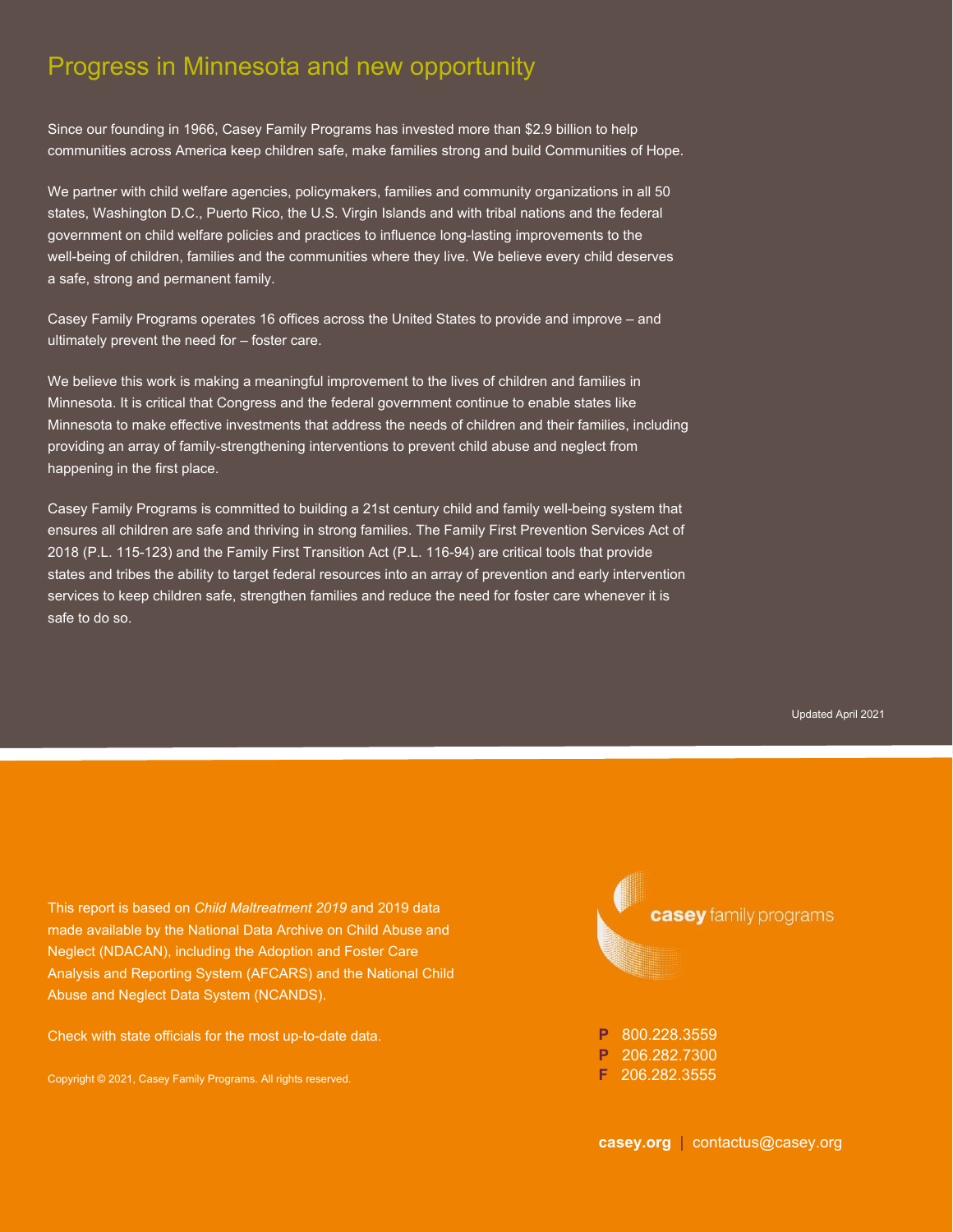## Progress in Minnesota and new opportunity

Since our founding in 1966, Casey Family Programs has invested more than $2.9 billion to help communities across America keep children safe, make families strong and build Communities of Hope.

We partner with child welfare agencies, policymakers, families and community organizations in all 50 states, Washington D.C., Puerto Rico, the U.S. Virgin Islands and with tribal nations and the federal government on child welfare policies and practices to influence long-lasting improvements to the well-being of children, families and the communities where they live. We believe every child deserves a safe, strong and permanent family.

Casey Family Programs operates 16 offices across the United States to provide and improve – and ultimately prevent the need for – foster care.

We believe this work is making a meaningful improvement to the lives of children and families in Minnesota. It is critical that Congress and the federal government continue to enable states like Minnesota to make effective investments that address the needs of children and their families, including providing an array of family-strengthening interventions to prevent child abuse and neglect from happening in the first place.

Casey Family Programs is committed to building a 21st century child and family well-being system that ensures all children are safe and thriving in strong families. The Family First Prevention Services Act of 2018 (P.L. 115-123) and the Family First Transition Act (P.L. 116-94) are critical tools that provide states and tribes the ability to target federal resources into an array of prevention and early intervention services to keep children safe, strengthen families and reduce the need for foster care whenever it is safe to do so.

Updated April 2021

This report is based on *Child Maltreatment 2019* and 2019 data made available by the National Data Archive on Child Abuse and Neglect (NDACAN), including the Adoption and Foster Care Analysis and Reporting System (AFCARS) and the National Child Abuse and Neglect Data System (NCANDS).

Check with state officials for the most up-to-date data.

Copyright © 2021, Casey Family Programs. All rights reserved.

**casey** family programs

**P** 800.228.3559
**P** 206.282.7300
**F** 206.282.3555

**casey.org** | contactus@casey.org